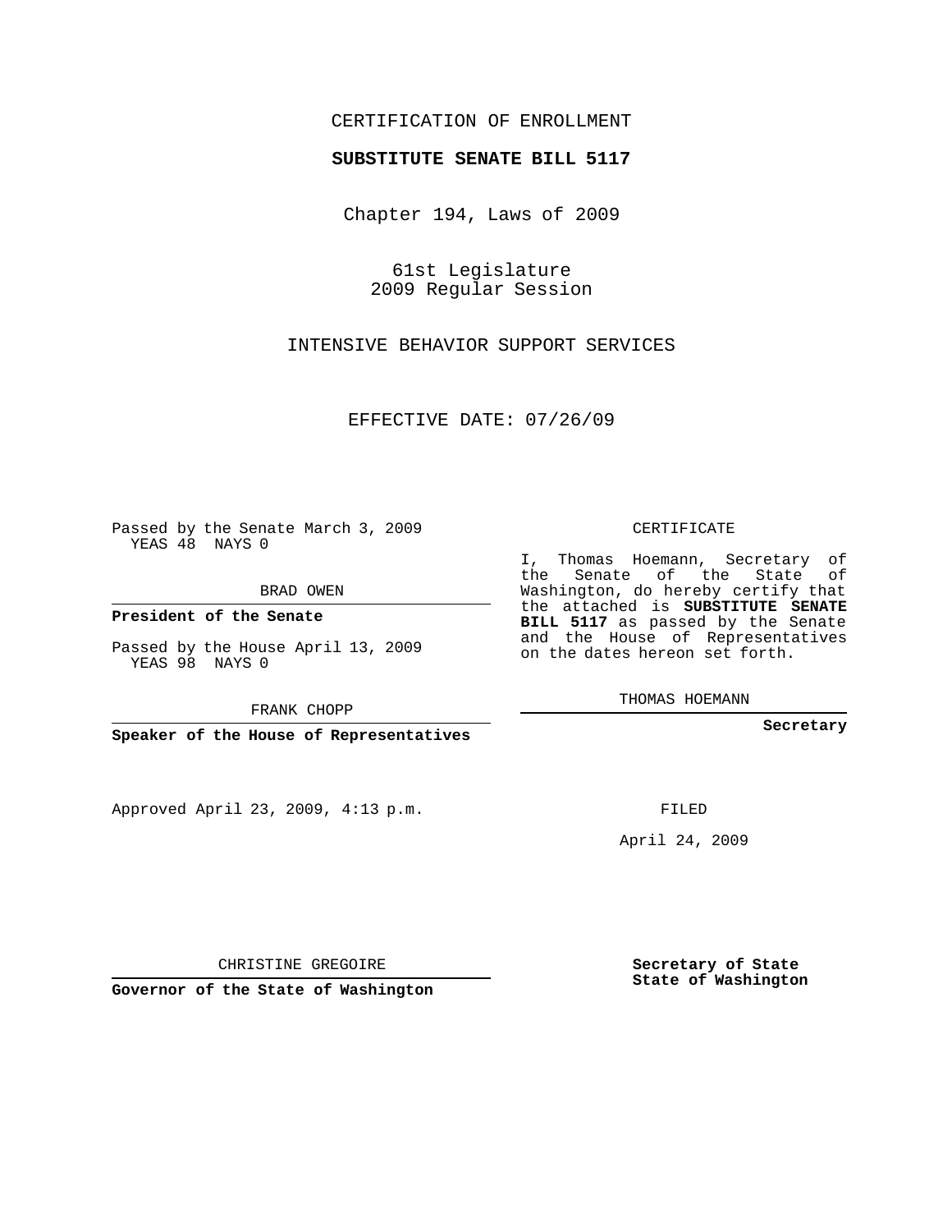CERTIFICATION OF ENROLLMENT

**SUBSTITUTE SENATE BILL 5117**

Chapter 194, Laws of 2009

61st Legislature
2009 Regular Session

INTENSIVE BEHAVIOR SUPPORT SERVICES

EFFECTIVE DATE: 07/26/09

Passed by the Senate March 3, 2009
YEAS 48 NAYS 0

BRAD OWEN

**President of the Senate**

Passed by the House April 13, 2009
YEAS 98 NAYS 0

FRANK CHOPP

**Speaker of the House of Representatives**

Approved April 23, 2009, 4:13 p.m.

CHRISTINE GREGOIRE

**Governor of the State of Washington**

CERTIFICATE

I, Thomas Hoemann, Secretary of the Senate of the State of Washington, do hereby certify that the attached is **SUBSTITUTE SENATE BILL 5117** as passed by the Senate and the House of Representatives on the dates hereon set forth.

THOMAS HOEMANN

**Secretary**

FILED

April 24, 2009

**Secretary of State**
**State of Washington**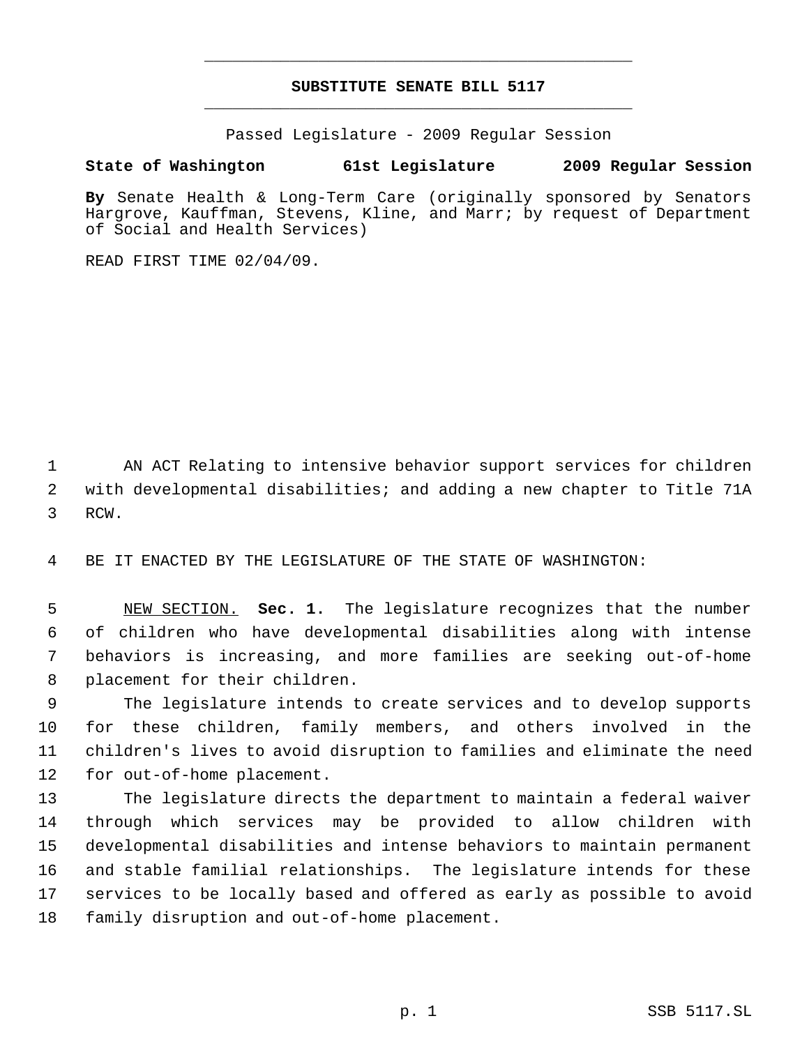# SUBSTITUTE SENATE BILL 5117

Passed Legislature - 2009 Regular Session

**State of Washington 61st Legislature 2009 Regular Session**

**By** Senate Health & Long-Term Care (originally sponsored by Senators Hargrove, Kauffman, Stevens, Kline, and Marr; by request of Department of Social and Health Services)

READ FIRST TIME 02/04/09.

AN ACT Relating to intensive behavior support services for children with developmental disabilities; and adding a new chapter to Title 71A RCW.

BE IT ENACTED BY THE LEGISLATURE OF THE STATE OF WASHINGTON:

NEW SECTION. **Sec. 1.** The legislature recognizes that the number of children who have developmental disabilities along with intense behaviors is increasing, and more families are seeking out-of-home placement for their children.

The legislature intends to create services and to develop supports for these children, family members, and others involved in the children's lives to avoid disruption to families and eliminate the need for out-of-home placement.

The legislature directs the department to maintain a federal waiver through which services may be provided to allow children with developmental disabilities and intense behaviors to maintain permanent and stable familial relationships. The legislature intends for these services to be locally based and offered as early as possible to avoid family disruption and out-of-home placement.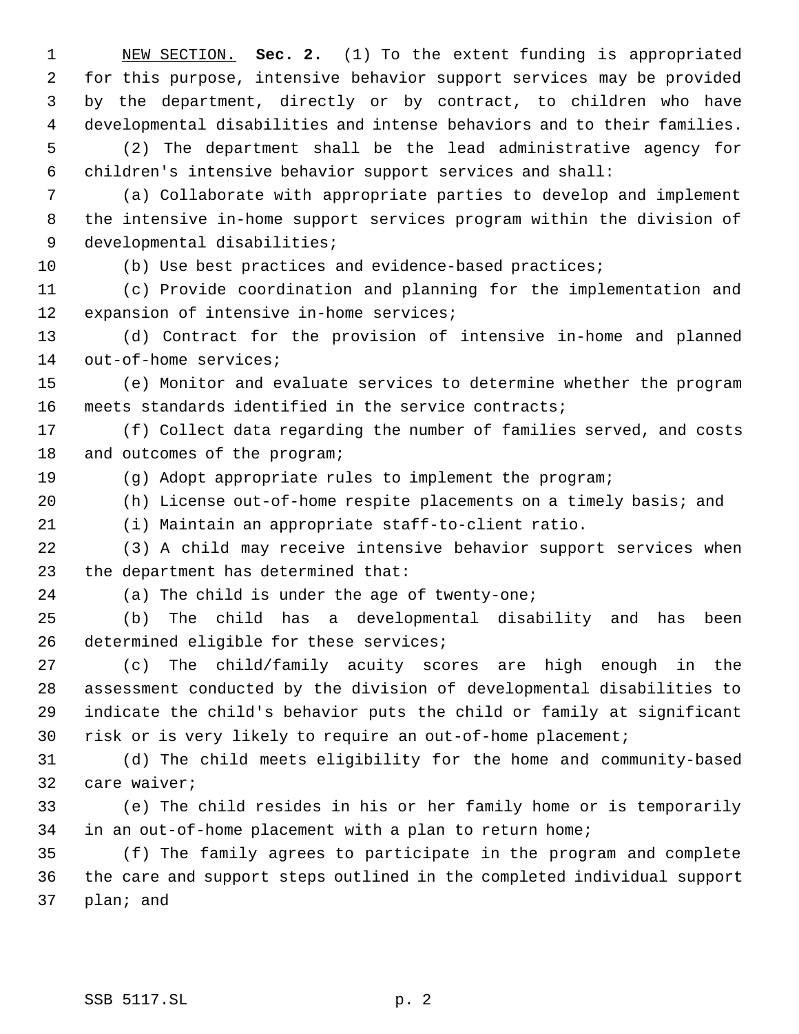NEW SECTION. **Sec. 2.** (1) To the extent funding is appropriated for this purpose, intensive behavior support services may be provided by the department, directly or by contract, to children who have developmental disabilities and intense behaviors and to their families.

(2) The department shall be the lead administrative agency for children's intensive behavior support services and shall:

(a) Collaborate with appropriate parties to develop and implement the intensive in-home support services program within the division of developmental disabilities;

(b) Use best practices and evidence-based practices;

(c) Provide coordination and planning for the implementation and expansion of intensive in-home services;

(d) Contract for the provision of intensive in-home and planned out-of-home services;

(e) Monitor and evaluate services to determine whether the program meets standards identified in the service contracts;

(f) Collect data regarding the number of families served, and costs and outcomes of the program;

(g) Adopt appropriate rules to implement the program;

(h) License out-of-home respite placements on a timely basis; and

(i) Maintain an appropriate staff-to-client ratio.

(3) A child may receive intensive behavior support services when the department has determined that:

(a) The child is under the age of twenty-one;

(b) The child has a developmental disability and has been determined eligible for these services;

(c) The child/family acuity scores are high enough in the assessment conducted by the division of developmental disabilities to indicate the child's behavior puts the child or family at significant risk or is very likely to require an out-of-home placement;

(d) The child meets eligibility for the home and community-based care waiver;

(e) The child resides in his or her family home or is temporarily in an out-of-home placement with a plan to return home;

(f) The family agrees to participate in the program and complete the care and support steps outlined in the completed individual support plan; and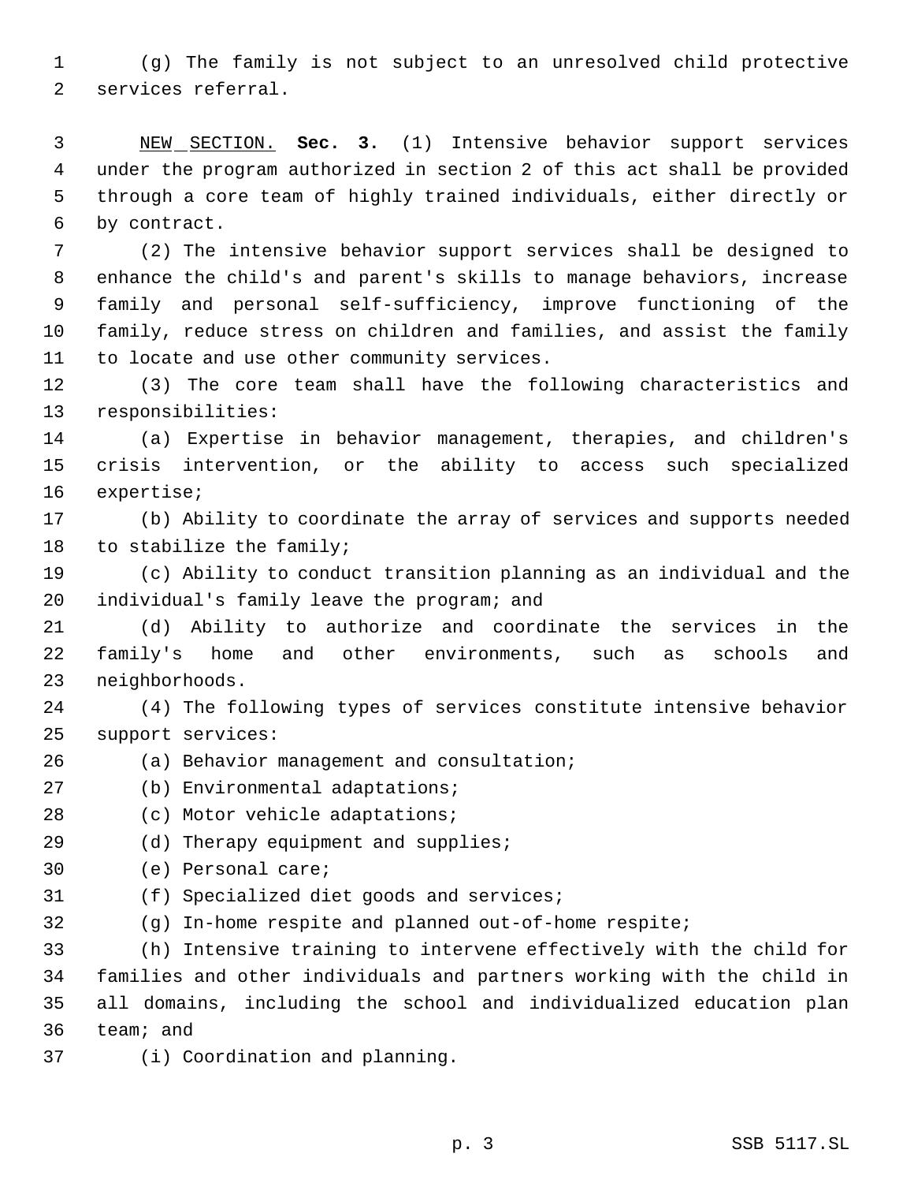(g) The family is not subject to an unresolved child protective services referral.

NEW SECTION. **Sec. 3.** (1) Intensive behavior support services under the program authorized in section 2 of this act shall be provided through a core team of highly trained individuals, either directly or by contract.

(2) The intensive behavior support services shall be designed to enhance the child's and parent's skills to manage behaviors, increase family and personal self-sufficiency, improve functioning of the family, reduce stress on children and families, and assist the family to locate and use other community services.

(3) The core team shall have the following characteristics and responsibilities:

(a) Expertise in behavior management, therapies, and children's crisis intervention, or the ability to access such specialized expertise;

(b) Ability to coordinate the array of services and supports needed to stabilize the family;

(c) Ability to conduct transition planning as an individual and the individual's family leave the program; and

(d) Ability to authorize and coordinate the services in the family's home and other environments, such as schools and neighborhoods.

(4) The following types of services constitute intensive behavior support services:

(a) Behavior management and consultation;

(b) Environmental adaptations;

(c) Motor vehicle adaptations;

(d) Therapy equipment and supplies;

(e) Personal care;

(f) Specialized diet goods and services;

(g) In-home respite and planned out-of-home respite;

(h) Intensive training to intervene effectively with the child for families and other individuals and partners working with the child in all domains, including the school and individualized education plan team; and

(i) Coordination and planning.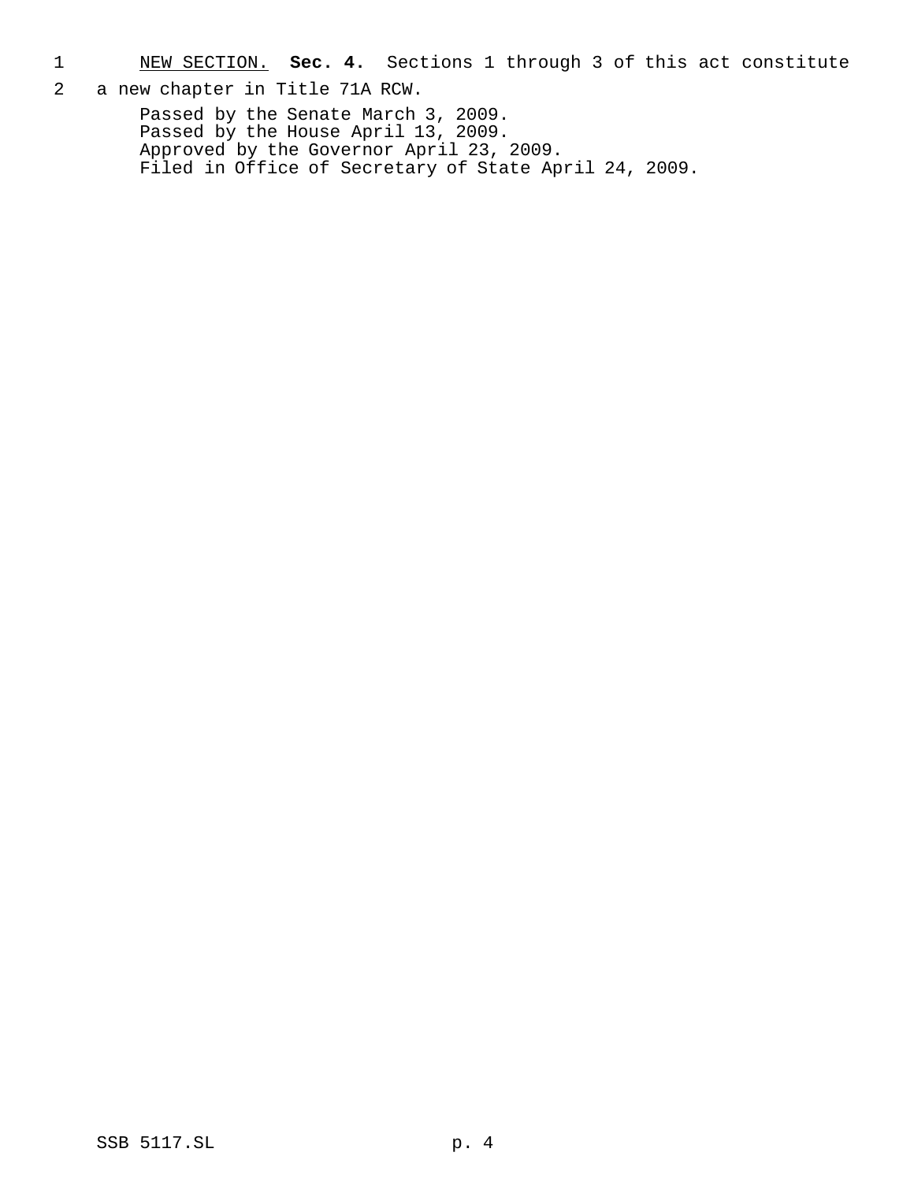NEW SECTION. **Sec. 4.** Sections 1 through 3 of this act constitute a new chapter in Title 71A RCW.

Passed by the Senate March 3, 2009.
Passed by the House April 13, 2009.
Approved by the Governor April 23, 2009.
Filed in Office of Secretary of State April 24, 2009.